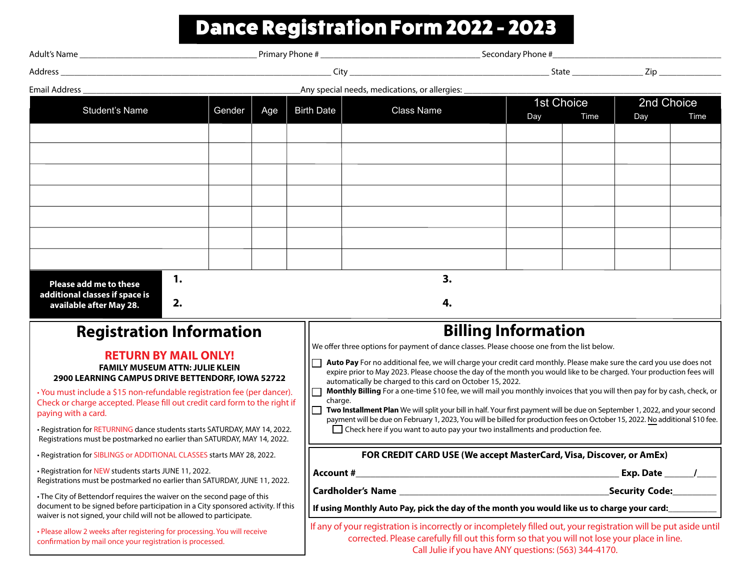# Dance Registration Form 2022 - 2023

Adult's Name ______________________ Primary Phone # ______________________ Secondary Phone # ______________________

Address ______________________ City ______________________ State __________ Zip __________

Email Address ______________________ Any special needs, medications, or allergies: ______________________

| Student's Name | Gender | Age | Birth Date | Class Name | 1st Choice | | 2nd Choice | |
|---|---|---|---|---|---|---|---|---|
| | | | | | Day | Time | Day | Time |
| | | | | | | | | |
| | | | | | | | | |
| | | | | | | | | |
| | | | | | | | | |
| | | | | | | | | |
| | | | | | | | | |
| | | | | | | | | |

**Please add me to these additional classes if space is available after May 28.**

**1.**

**2.**

**3.**

**4.**

## Registration Information

**RETURN BY MAIL ONLY!**

**FAMILY MUSEUM ATTN: JULIE KLEIN**
**2900 LEARNING CAMPUS DRIVE BETTENDORF, IOWA 52722**

- You must include a $15 non-refundable registration fee (per dancer). Check or charge accepted. Please fill out credit card form to the right if paying with a card.
- Registration for RETURNING dance students starts SATURDAY, MAY 14, 2022. Registrations must be postmarked no earlier than SATURDAY, MAY 14, 2022.
- Registration for SIBLINGS or ADDITIONAL CLASSES starts MAY 28, 2022.
- Registration for NEW students starts JUNE 11, 2022. Registrations must be postmarked no earlier than SATURDAY, JUNE 11, 2022.
- The City of Bettendorf requires the waiver on the second page of this document to be signed before participation in a City sponsored activity. If this waiver is not signed, your child will not be allowed to participate.
- Please allow 2 weeks after registering for processing. You will receive confirmation by mail once your registration is processed.

## Billing Information

We offer three options for payment of dance classes. Please choose one from the list below.

☐ **Auto Pay** For no additional fee, we will charge your credit card monthly. Please make sure the card you use does not expire prior to May 2023. Please choose the day of the month you would like to be charged. Your production fees will automatically be charged to this card on October 15, 2022.

☐ **Monthly Billing** For a one-time $10 fee, we will mail you monthly invoices that you will then pay for by cash, check, or charge.

☐ **Two Installment Plan** We will split your bill in half. Your first payment will be due on September 1, 2022, and your second payment will be due on February 1, 2023, You will be billed for production fees on October 15, 2022. No additional $10 fee.

☐ Check here if you want to auto pay your two installments and production fee.

**FOR CREDIT CARD USE (We accept MasterCard, Visa, Discover, or AmEx)**

**Account #** ______________________ **Exp. Date** ______/____

**Cardholder's Name** ______________________ **Security Code:** __________

**If using Monthly Auto Pay, pick the day of the month you would like us to charge your card:** __________

If any of your registration is incorrectly or incompletely filled out, your registration will be put aside until corrected. Please carefully fill out this form so that you will not lose your place in line. Call Julie if you have ANY questions: (563) 344-4170.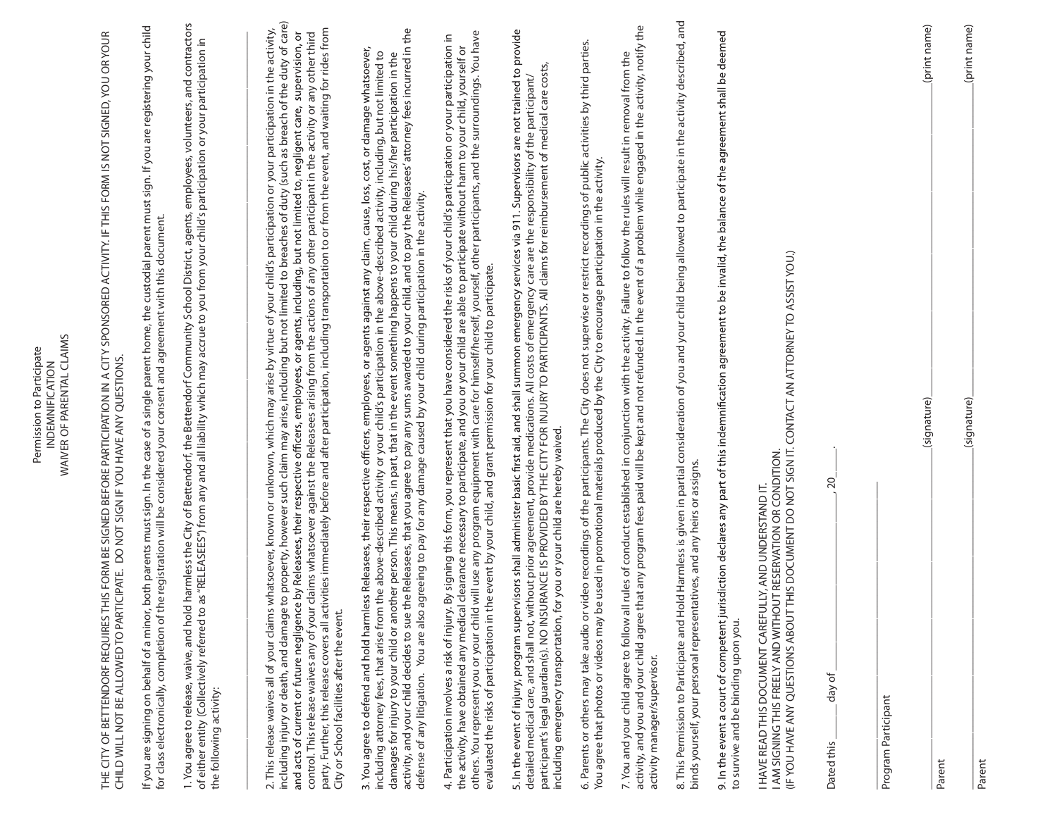Permission to Participate
INDEMNIFICATION
WAIVER OF PARENTAL CLAIMS

THE CITY OF BETTENDORF REQUIRES THIS FORM BE SIGNED BEFORE PARTICIPATION IN A CITY SPONSORED ACTIVITY. IF THIS FORM IS NOT SIGNED, YOU OR YOUR CHILD WILL NOT BE ALLOWED TO PARTICIPATE. DO NOT SIGN IF YOU HAVE ANY QUESTIONS.

If you are signing on behalf of a minor, both parents must sign. In the case of a single parent home, the custodial parent must sign. If you are registering your child for class electronically, completion of the registration will be considered your consent and agreement with this document.

1. You agree to release, waive, and hold harmless the City of Bettendorf, the Bettendorf Community School District, agents, employees, volunteers, and contractors of either entity (Collectively referred to as "RELEASEES") from any and all liability which may accrue to you from your child's participation or your participation in the following activity:

_______________________________________________

2. This release waives all of your claims whatsoever, known or unknown, which may arise by virtue of your child's participation or your participation in the activity, including injury or death, and damage to property, however such claim may arise, including but not limited to breaches of duty (such as breach of the duty of care) and acts of current or future negligence by Releasees, their respective officers, employees, or agents, including, but not limited to, negligent care, supervision, or control. This release waives any of your claims whatsoever against the Releasees arising from the actions of any other participant in the activity or any other third party. Further, this release covers all activities immediately before and after participation, including transportation to or from the event, and waiting for rides from City or School facilities after the event.

3. You agree to defend and hold harmless Releasees, their respective officers, employees, or agents against any claim, cause, loss, cost, or damage whatsoever, including attorney fees, that arise from the above-described activity or your child's participation in the above-described activity, including, but not limited to damages for injury to your child or another person. This means, in part, that in the event something happens to your child during his/her participation in the activity, and your child decides to sue the Releasees, that you agree to pay any sums awarded to your child, and to pay the Releasees' attorney fees incurred in the defense of any litigation. You are also agreeing to pay for any damage caused by your child during participation in the activity.

4. Participation involves a risk of injury. By signing this form, you represent that you have considered the risks of your child's participation or your participation in the activity, have obtained any medical clearance necessary to participate, and you or your child are able to participate without harm to your child, yourself or others. You represent you or your child will use any program equipment with care for himself/herself, yourself, other participants, and the surroundings. You have evaluated the risks of participation in the event by your child, and grant permission for your child to participate.

5. In the event of injury, program supervisors shall administer basic first aid, and shall summon emergency services via 911. Supervisors are not trained to provide detailed medical care, and shall not, without prior agreement, provide medications. All costs of emergency care are the responsibility of the participant/participant's legal guardian(s). NO INSURANCE IS PROVIDED BY THE CITY FOR INJURY TO PARTICIPANTS. All claims for reimbursement of medical care costs, including emergency transportation, for you or your child are hereby waived.

6. Parents or others may take audio or video recordings of the participants. The City does not supervise or restrict recordings of public activities by third parties. You agree that photos or videos may be used in promotional materials produced by the City to encourage participation in the activity.

7. You and your child agree to follow all rules of conduct established in conjunction with the activity. Failure to follow the rules will result in removal from the activity, and you and your child agree that any program fees paid will be kept and not refunded. In the event of a problem while engaged in the activity, notify the activity manager/supervisor.

8. This Permission to Participate and Hold Harmless is given in partial consideration of you and your child being allowed to participate in the activity described, and binds yourself, your personal representatives, and any heirs or assigns.

9. In the event a court of competent jurisdiction declares any part of this indemnification agreement to be invalid, the balance of the agreement shall be deemed to survive and be binding upon you.

I HAVE READ THIS DOCUMENT CAREFULLY, AND UNDERSTAND IT.
I AM SIGNING THIS FREELY AND WITHOUT RESERVATION OR CONDITION.
(IF YOU HAVE ANY QUESTIONS ABOUT THIS DOCUMENT DO NOT SIGN IT. CONTACT AN ATTORNEY TO ASSIST YOU.)

Dated this ______ day of ____________________, 20____.

_______________________
Program Participant

Parent ______________________________(signature) ______________________________(print name)

Parent ______________________________(signature) ______________________________(print name)